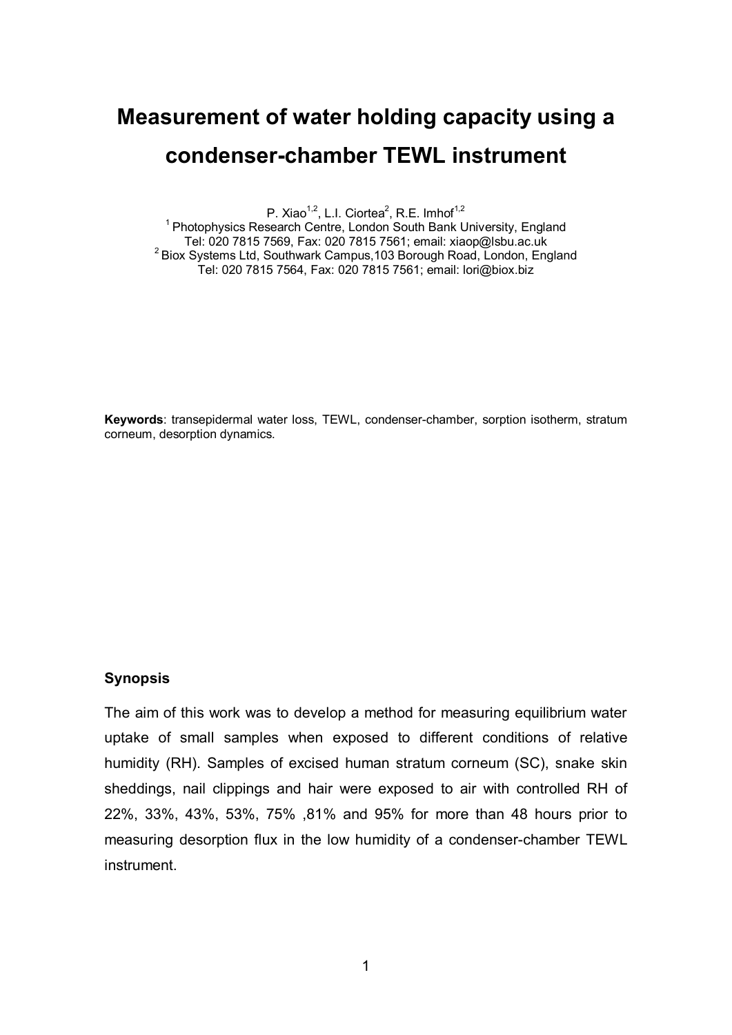# Measurement of water holding capacity using a condenser-chamber TEWL instrument

P. Xiao[1,2], L.I. Ciortea[2], R.E. Imhof[1,2]

[1] Photophysics Research Centre, London South Bank University, England
Tel: 020 7815 7569, Fax: 020 7815 7561; email: xiaop@lsbu.ac.uk

[2] Biox Systems Ltd, Southwark Campus,103 Borough Road, London, England
Tel: 020 7815 7564, Fax: 020 7815 7561; email: lori@biox.biz

**Keywords**: transepidermal water loss, TEWL, condenser-chamber, sorption isotherm, stratum corneum, desorption dynamics.

## Synopsis

The aim of this work was to develop a method for measuring equilibrium water uptake of small samples when exposed to different conditions of relative humidity (RH). Samples of excised human stratum corneum (SC), snake skin sheddings, nail clippings and hair were exposed to air with controlled RH of 22%, 33%, 43%, 53%, 75% ,81% and 95% for more than 48 hours prior to measuring desorption flux in the low humidity of a condenser-chamber TEWL instrument.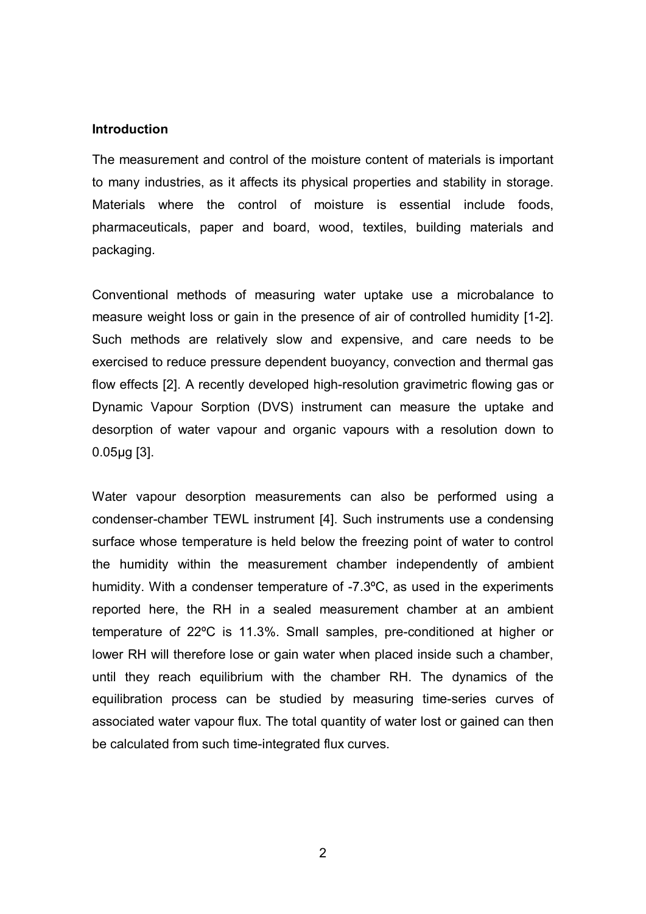**Introduction**

The measurement and control of the moisture content of materials is important to many industries, as it affects its physical properties and stability in storage. Materials where the control of moisture is essential include foods, pharmaceuticals, paper and board, wood, textiles, building materials and packaging.

Conventional methods of measuring water uptake use a microbalance to measure weight loss or gain in the presence of air of controlled humidity [1-2]. Such methods are relatively slow and expensive, and care needs to be exercised to reduce pressure dependent buoyancy, convection and thermal gas flow effects [2]. A recently developed high-resolution gravimetric flowing gas or Dynamic Vapour Sorption (DVS) instrument can measure the uptake and desorption of water vapour and organic vapours with a resolution down to 0.05μg [3].

Water vapour desorption measurements can also be performed using a condenser-chamber TEWL instrument [4]. Such instruments use a condensing surface whose temperature is held below the freezing point of water to control the humidity within the measurement chamber independently of ambient humidity. With a condenser temperature of -7.3ºC, as used in the experiments reported here, the RH in a sealed measurement chamber at an ambient temperature of 22ºC is 11.3%. Small samples, pre-conditioned at higher or lower RH will therefore lose or gain water when placed inside such a chamber, until they reach equilibrium with the chamber RH. The dynamics of the equilibration process can be studied by measuring time-series curves of associated water vapour flux. The total quantity of water lost or gained can then be calculated from such time-integrated flux curves.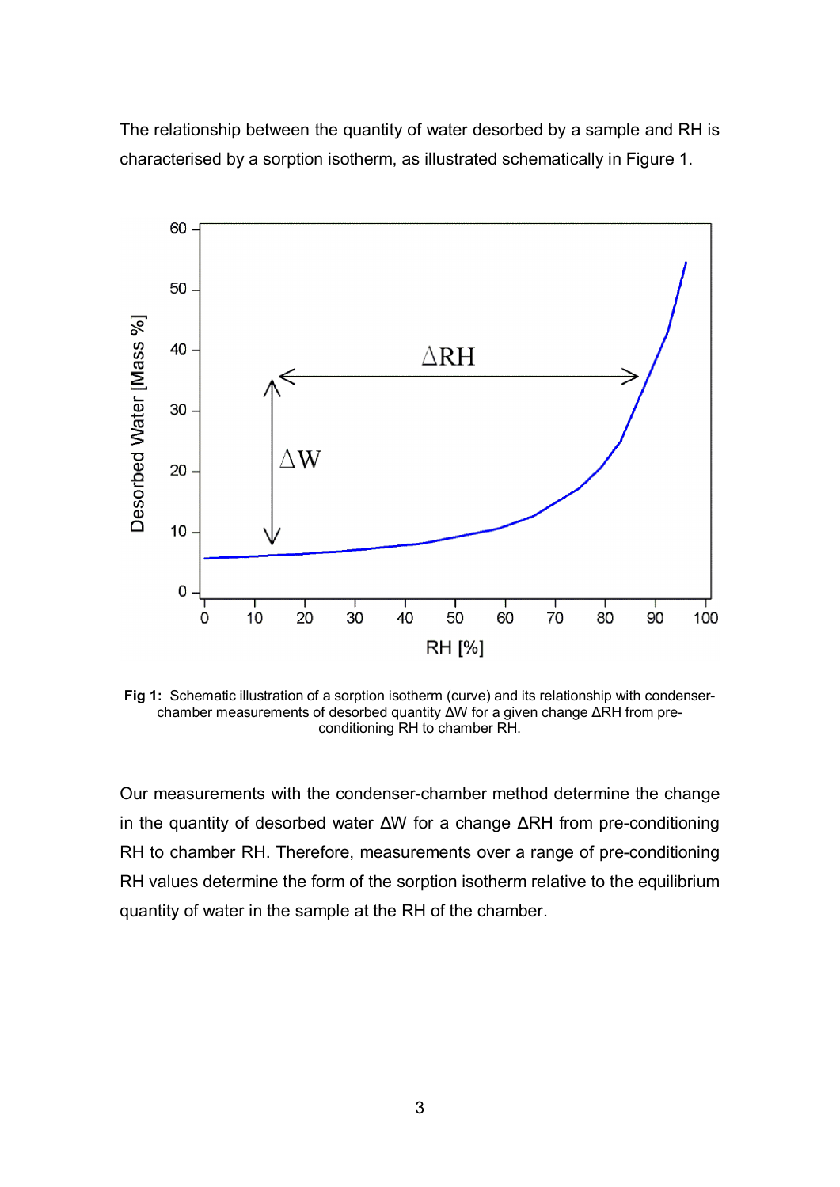The relationship between the quantity of water desorbed by a sample and RH is characterised by a sorption isotherm, as illustrated schematically in Figure 1.

**Fig 1:** Schematic illustration of a sorption isotherm (curve) and its relationship with condenser-chamber measurements of desorbed quantity ΔW for a given change ΔRH from pre-conditioning RH to chamber RH.

Our measurements with the condenser-chamber method determine the change in the quantity of desorbed water ΔW for a change ΔRH from pre-conditioning RH to chamber RH. Therefore, measurements over a range of pre-conditioning RH values determine the form of the sorption isotherm relative to the equilibrium quantity of water in the sample at the RH of the chamber.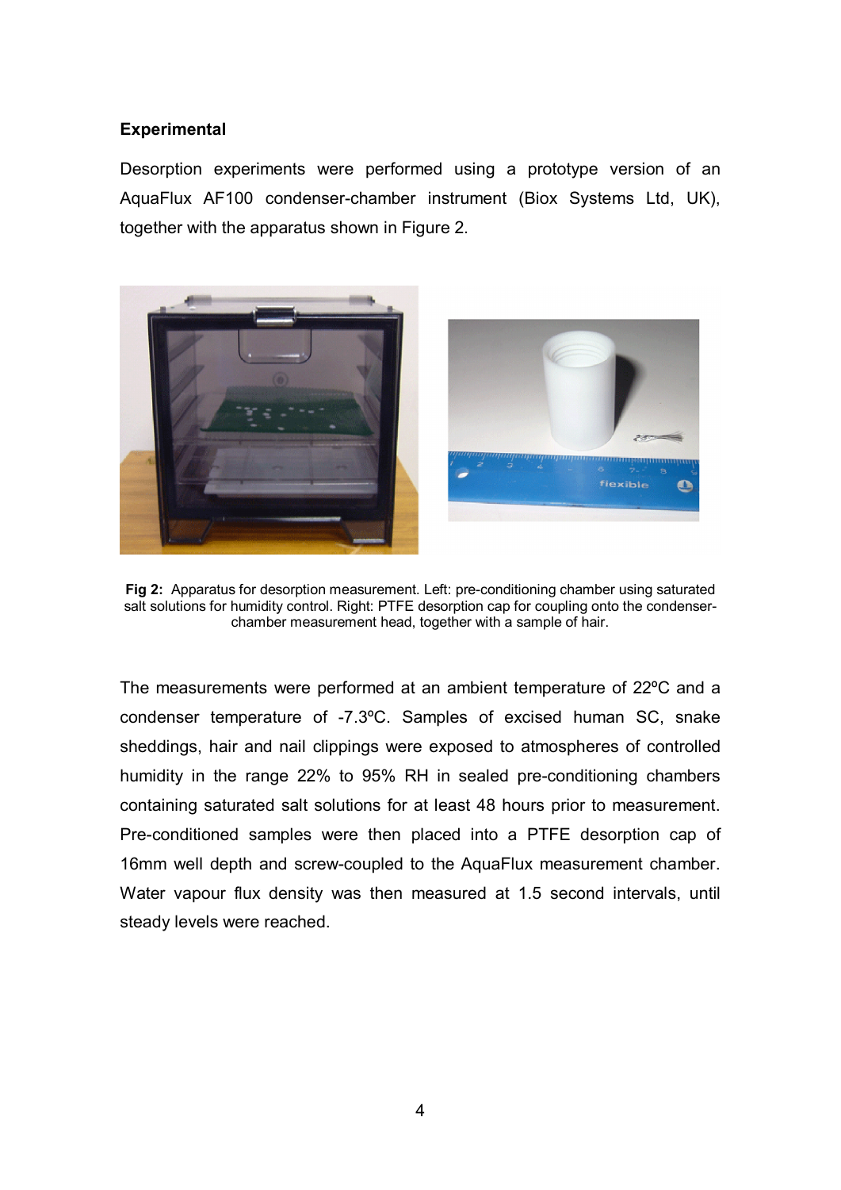## Experimental

Desorption experiments were performed using a prototype version of an AquaFlux AF100 condenser-chamber instrument (Biox Systems Ltd, UK), together with the apparatus shown in Figure 2.

**Fig 2:** Apparatus for desorption measurement. Left: pre-conditioning chamber using saturated salt solutions for humidity control. Right: PTFE desorption cap for coupling onto the condenser-chamber measurement head, together with a sample of hair.

The measurements were performed at an ambient temperature of 22ºC and a condenser temperature of -7.3ºC. Samples of excised human SC, snake sheddings, hair and nail clippings were exposed to atmospheres of controlled humidity in the range 22% to 95% RH in sealed pre-conditioning chambers containing saturated salt solutions for at least 48 hours prior to measurement. Pre-conditioned samples were then placed into a PTFE desorption cap of 16mm well depth and screw-coupled to the AquaFlux measurement chamber. Water vapour flux density was then measured at 1.5 second intervals, until steady levels were reached.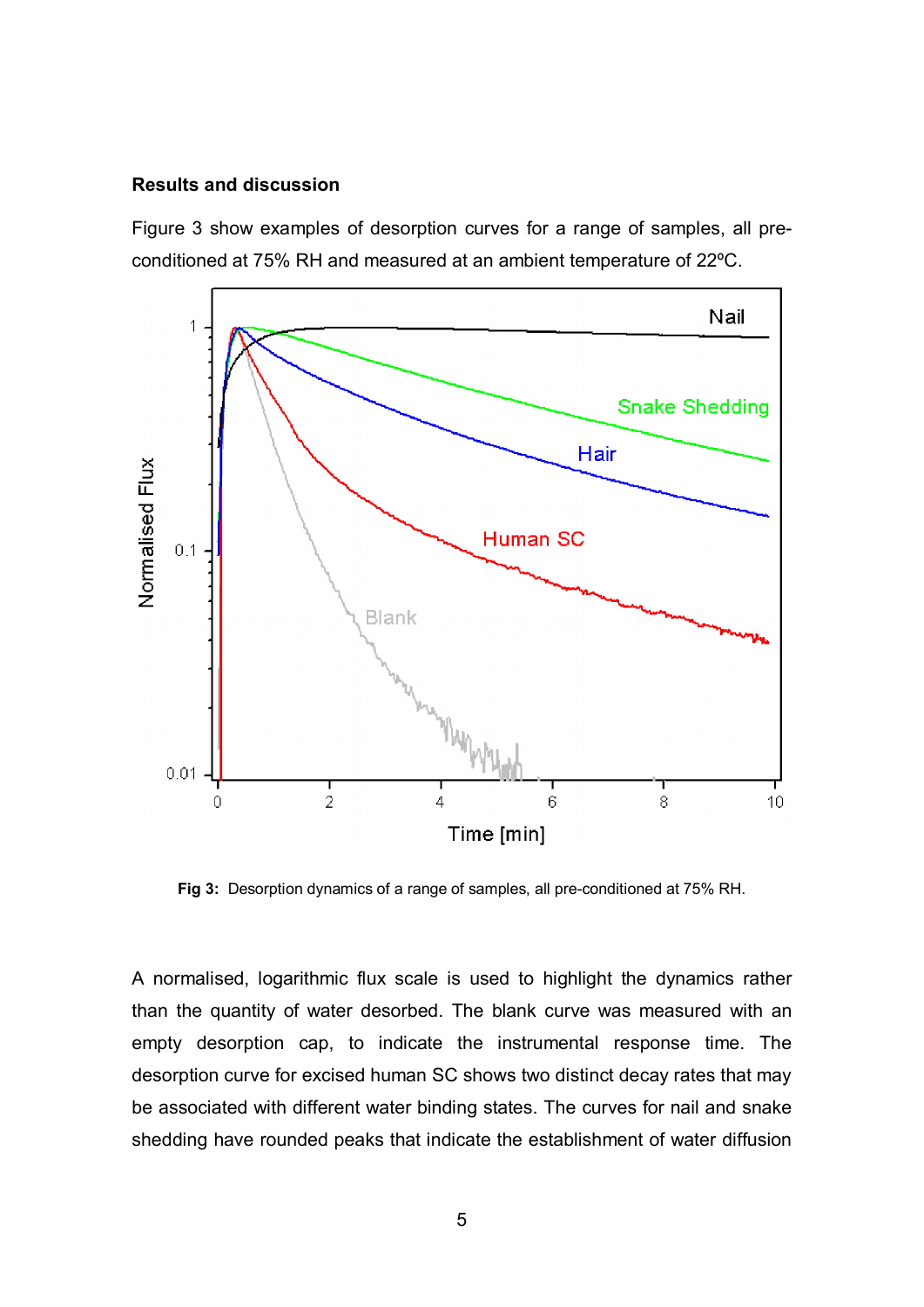## Results and discussion

Figure 3 show examples of desorption curves for a range of samples, all pre-conditioned at 75% RH and measured at an ambient temperature of 22ºC.

**Fig 3:** Desorption dynamics of a range of samples, all pre-conditioned at 75% RH.

A normalised, logarithmic flux scale is used to highlight the dynamics rather than the quantity of water desorbed. The blank curve was measured with an empty desorption cap, to indicate the instrumental response time. The desorption curve for excised human SC shows two distinct decay rates that may be associated with different water binding states. The curves for nail and snake shedding have rounded peaks that indicate the establishment of water diffusion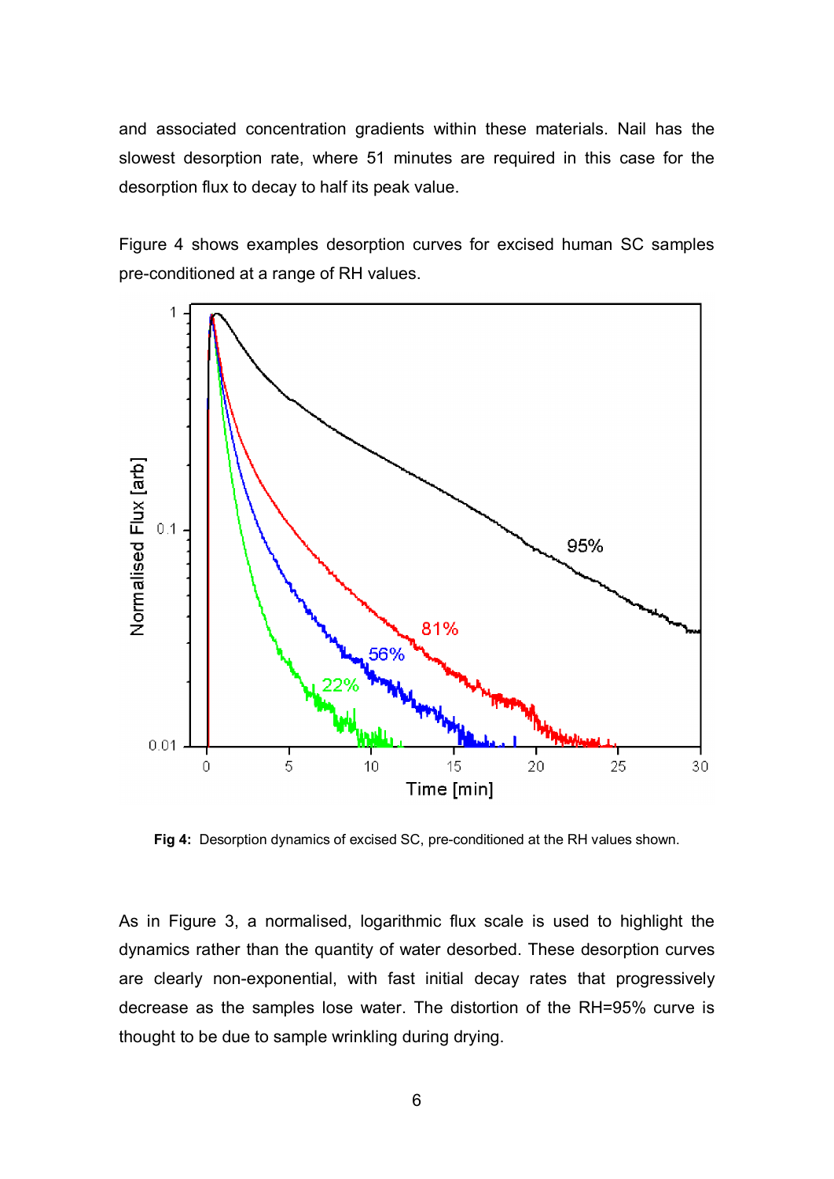and associated concentration gradients within these materials. Nail has the slowest desorption rate, where 51 minutes are required in this case for the desorption flux to decay to half its peak value.

Figure 4 shows examples desorption curves for excised human SC samples pre-conditioned at a range of RH values.

**Fig 4:** Desorption dynamics of excised SC, pre-conditioned at the RH values shown.

As in Figure 3, a normalised, logarithmic flux scale is used to highlight the dynamics rather than the quantity of water desorbed. These desorption curves are clearly non-exponential, with fast initial decay rates that progressively decrease as the samples lose water. The distortion of the RH=95% curve is thought to be due to sample wrinkling during drying.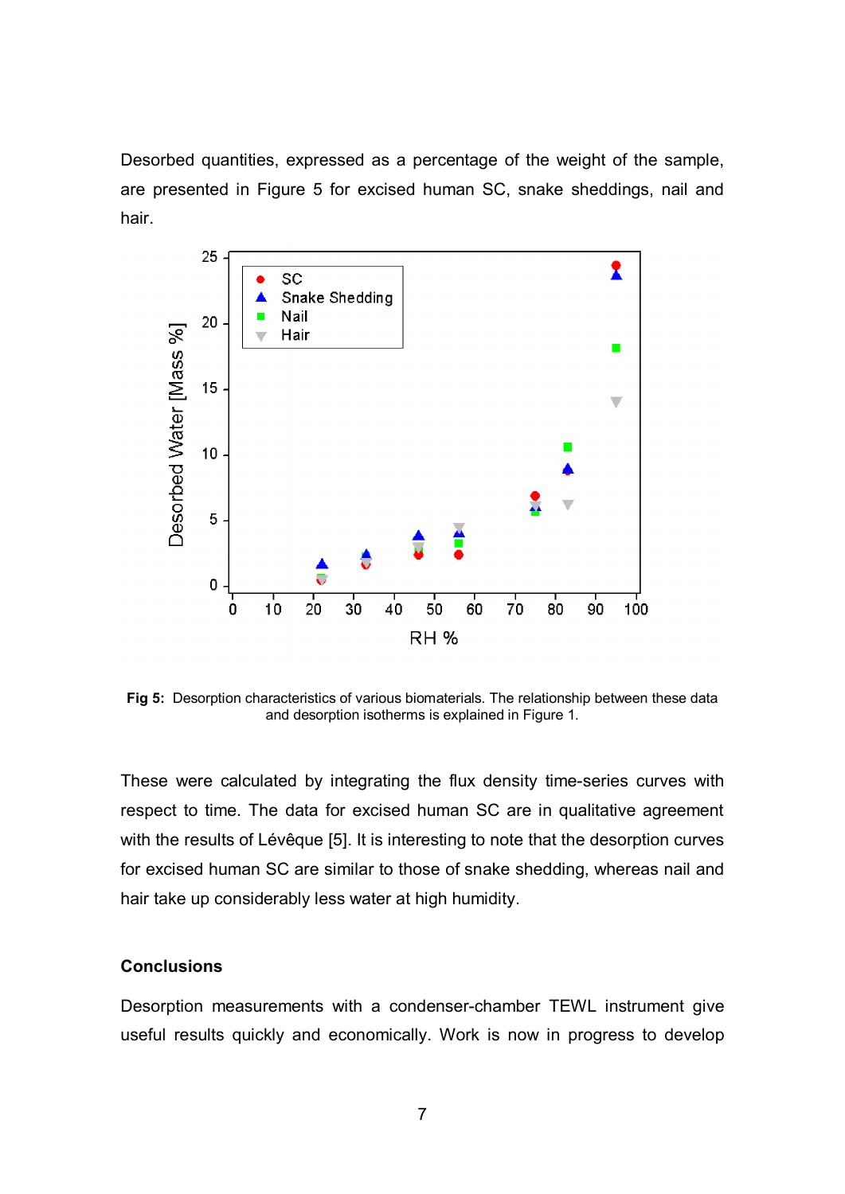Desorbed quantities, expressed as a percentage of the weight of the sample, are presented in Figure 5 for excised human SC, snake sheddings, nail and hair.

**Fig 5:** Desorption characteristics of various biomaterials. The relationship between these data and desorption isotherms is explained in Figure 1.

These were calculated by integrating the flux density time-series curves with respect to time. The data for excised human SC are in qualitative agreement with the results of Lévêque [5]. It is interesting to note that the desorption curves for excised human SC are similar to those of snake shedding, whereas nail and hair take up considerably less water at high humidity.

### Conclusions

Desorption measurements with a condenser-chamber TEWL instrument give useful results quickly and economically. Work is now in progress to develop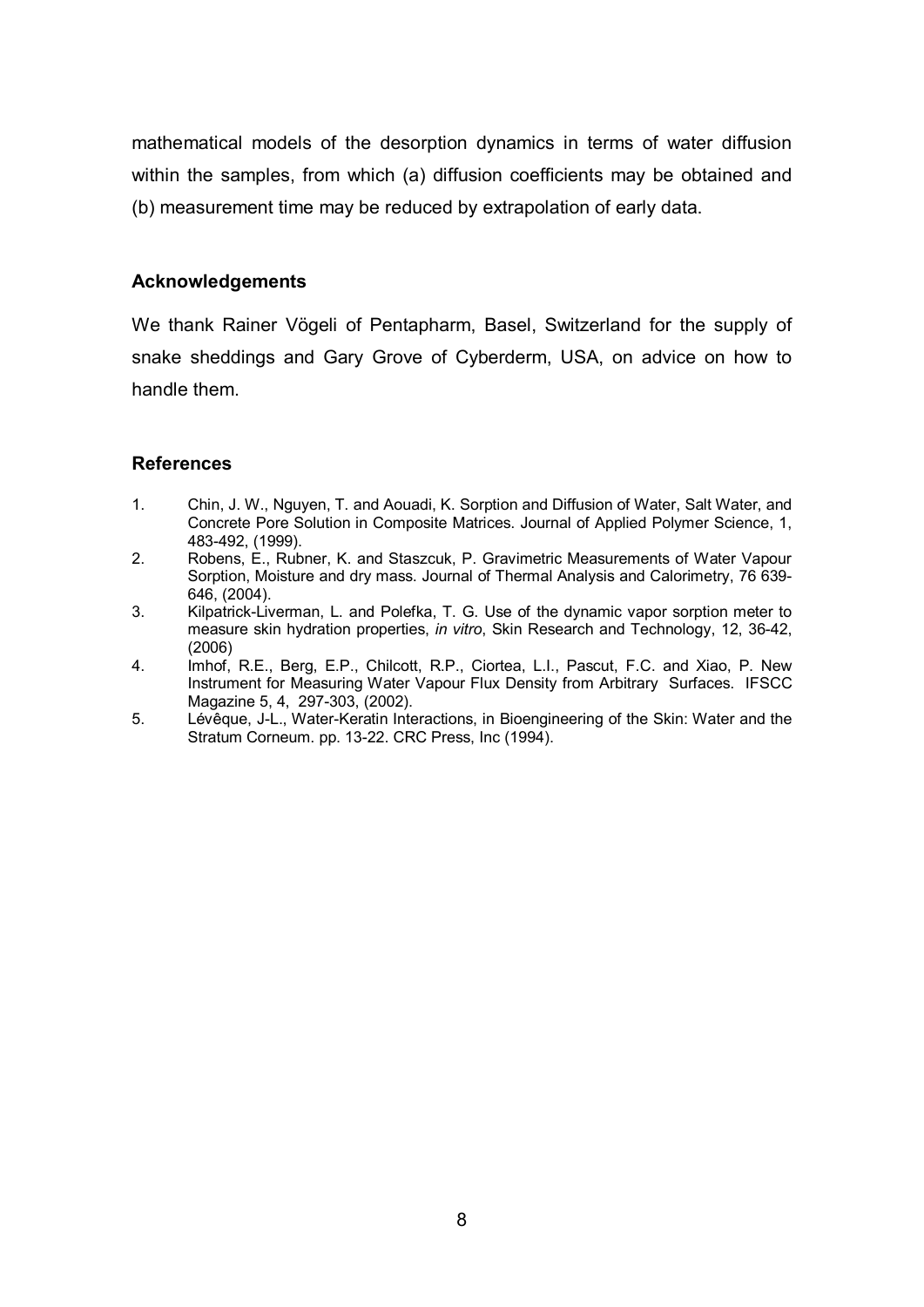mathematical models of the desorption dynamics in terms of water diffusion within the samples, from which (a) diffusion coefficients may be obtained and (b) measurement time may be reduced by extrapolation of early data.

## Acknowledgements

We thank Rainer Vögeli of Pentapharm, Basel, Switzerland for the supply of snake sheddings and Gary Grove of Cyberderm, USA, on advice on how to handle them.

## References

1. Chin, J. W., Nguyen, T. and Aouadi, K. Sorption and Diffusion of Water, Salt Water, and Concrete Pore Solution in Composite Matrices. Journal of Applied Polymer Science, 1, 483-492, (1999).
2. Robens, E., Rubner, K. and Staszcuk, P. Gravimetric Measurements of Water Vapour Sorption, Moisture and dry mass. Journal of Thermal Analysis and Calorimetry, 76 639-646, (2004).
3. Kilpatrick-Liverman, L. and Polefka, T. G. Use of the dynamic vapor sorption meter to measure skin hydration properties, *in vitro*, Skin Research and Technology, 12, 36-42, (2006)
4. Imhof, R.E., Berg, E.P., Chilcott, R.P., Ciortea, L.I., Pascut, F.C. and Xiao, P. New Instrument for Measuring Water Vapour Flux Density from Arbitrary Surfaces. IFSCC Magazine 5, 4, 297-303, (2002).
5. Lévêque, J-L., Water-Keratin Interactions, in Bioengineering of the Skin: Water and the Stratum Corneum. pp. 13-22. CRC Press, Inc (1994).